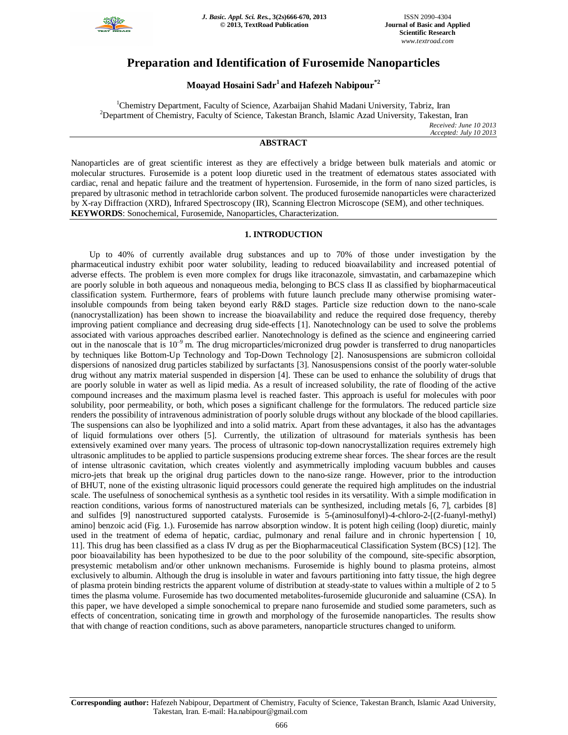# Preparation and Identification of Furosemide Nanoparticles

**Moayad Hosaini Sadr[1] and Hafezeh Nabipour[*2]**

[1]Chemistry Department, Faculty of Science, Azarbaijan Shahid Madani University, Tabriz, Iran
[2]Department of Chemistry, Faculty of Science, Takestan Branch, Islamic Azad University, Takestan, Iran

*Received: June 10 2013*
*Accepted: July 10 2013*

## ABSTRACT

Nanoparticles are of great scientific interest as they are effectively a bridge between bulk materials and atomic or molecular structures. Furosemide is a potent loop diuretic used in the treatment of edematous states associated with cardiac, renal and hepatic failure and the treatment of hypertension. Furosemide, in the form of nano sized particles, is prepared by ultrasonic method in tetrachloride carbon solvent. The produced furosemide nanoparticles were characterized by X-ray Diffraction (XRD), Infrared Spectroscopy (IR), Scanning Electron Microscope (SEM), and other techniques.

**KEYWORDS**: Sonochemical, Furosemide, Nanoparticles, Characterization.

## 1. INTRODUCTION

Up to 40% of currently available drug substances and up to 70% of those under investigation by the pharmaceutical industry exhibit poor water solubility, leading to reduced bioavailability and increased potential of adverse effects. The problem is even more complex for drugs like itraconazole, simvastatin, and carbamazepine which are poorly soluble in both aqueous and nonaqueous media, belonging to BCS class II as classified by biopharmaceutical classification system. Furthermore, fears of problems with future launch preclude many otherwise promising water-insoluble compounds from being taken beyond early R&D stages. Particle size reduction down to the nano-scale (nanocrystallization) has been shown to increase the bioavailability and reduce the required dose frequency, thereby improving patient compliance and decreasing drug side-effects [1]. Nanotechnology can be used to solve the problems associated with various approaches described earlier. Nanotechnology is defined as the science and engineering carried out in the nanoscale that is $10^{-9}$ m. The drug microparticles/micronized drug powder is transferred to drug nanoparticles by techniques like Bottom-Up Technology and Top-Down Technology [2]. Nanosuspensions are submicron colloidal dispersions of nanosized drug particles stabilized by surfactants [3]. Nanosuspensions consist of the poorly water-soluble drug without any matrix material suspended in dispersion [4]. These can be used to enhance the solubility of drugs that are poorly soluble in water as well as lipid media. As a result of increased solubility, the rate of flooding of the active compound increases and the maximum plasma level is reached faster. This approach is useful for molecules with poor solubility, poor permeability, or both, which poses a significant challenge for the formulators. The reduced particle size renders the possibility of intravenous administration of poorly soluble drugs without any blockade of the blood capillaries. The suspensions can also be lyophilized and into a solid matrix. Apart from these advantages, it also has the advantages of liquid formulations over others [5]. Currently, the utilization of ultrasound for materials synthesis has been extensively examined over many years. The process of ultrasonic top-down nanocrystallization requires extremely high ultrasonic amplitudes to be applied to particle suspensions producing extreme shear forces. The shear forces are the result of intense ultrasonic cavitation, which creates violently and asymmetrically imploding vacuum bubbles and causes micro-jets that break up the original drug particles down to the nano-size range. However, prior to the introduction of BHUT, none of the existing ultrasonic liquid processors could generate the required high amplitudes on the industrial scale. The usefulness of sonochemical synthesis as a synthetic tool resides in its versatility. With a simple modification in reaction conditions, various forms of nanostructured materials can be synthesized, including metals [6, 7], carbides [8] and sulfides [9] nanostructured supported catalysts. Furosemide is 5-(aminosulfonyl)-4-chloro-2-[(2-fuanyl-methyl) amino] benzoic acid (Fig. 1.). Furosemide has narrow absorption window. It is potent high ceiling (loop) diuretic, mainly used in the treatment of edema of hepatic, cardiac, pulmonary and renal failure and in chronic hypertension [ 10, 11]. This drug has been classified as a class IV drug as per the Biopharmaceutical Classification System (BCS) [12]. The poor bioavailability has been hypothesized to be due to the poor solubility of the compound, site-specific absorption, presystemic metabolism and/or other unknown mechanisms. Furosemide is highly bound to plasma proteins, almost exclusively to albumin. Although the drug is insoluble in water and favours partitioning into fatty tissue, the high degree of plasma protein binding restricts the apparent volume of distribution at steady-state to values within a multiple of 2 to 5 times the plasma volume. Furosemide has two documented metabolites-furosemide glucuronide and saluamine (CSA). In this paper, we have developed a simple sonochemical to prepare nano furosemide and studied some parameters, such as effects of concentration, sonicating time in growth and morphology of the furosemide nanoparticles. The results show that with change of reaction conditions, such as above parameters, nanoparticle structures changed to uniform.

**Corresponding author:** Hafezeh Nabipour, Department of Chemistry, Faculty of Science, Takestan Branch, Islamic Azad University, Takestan, Iran. E-mail: Ha.nabipour@gmail.com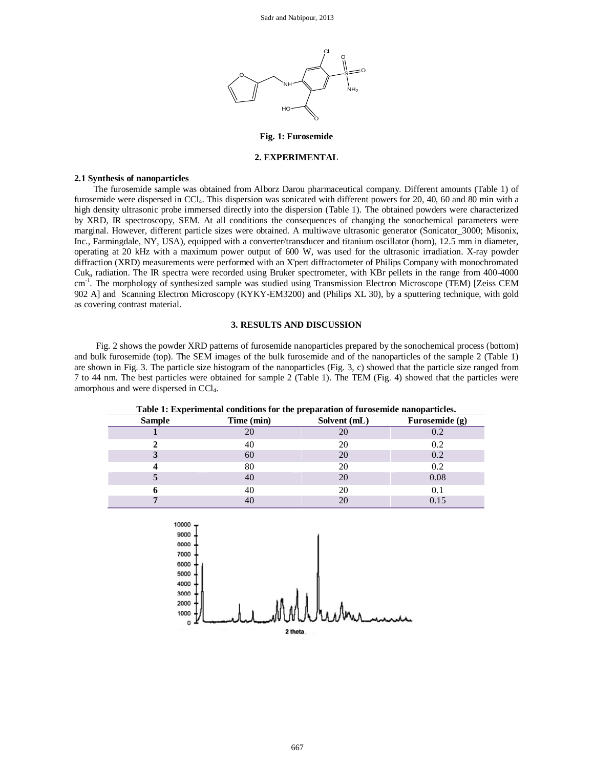Fig. 1: Furosemide

## 2. EXPERIMENTAL

### 2.1 Synthesis of nanoparticles

The furosemide sample was obtained from Alborz Darou pharmaceutical company. Different amounts (Table 1) of furosemide were dispersed in $CCl_4$. This dispersion was sonicated with different powers for 20, 40, 60 and 80 min with a high density ultrasonic probe immersed directly into the dispersion (Table 1). The obtained powders were characterized by XRD, IR spectroscopy, SEM. At all conditions the consequences of changing the sonochemical parameters were marginal. However, different particle sizes were obtained. A multiwave ultrasonic generator (Sonicator_3000; Misonix, Inc., Farmingdale, NY, USA), equipped with a converter/transducer and titanium oscillator (horn), 12.5 mm in diameter, operating at 20 kHz with a maximum power output of 600 W, was used for the ultrasonic irradiation. X-ray powder diffraction (XRD) measurements were performed with an X'pert diffractometer of Philips Company with monochromated $Cuk_{\alpha}$ radiation. The IR spectra were recorded using Bruker spectrometer, with KBr pellets in the range from 400-4000 $cm^{-1}$. The morphology of synthesized sample was studied using Transmission Electron Microscope (TEM) [Zeiss CEM 902 A] and Scanning Electron Microscopy (KYKY-EM3200) and (Philips XL 30), by a sputtering technique, with gold as covering contrast material.

## 3. RESULTS AND DISCUSSION

Fig. 2 shows the powder XRD patterns of furosemide nanoparticles prepared by the sonochemical process (bottom) and bulk furosemide (top). The SEM images of the bulk furosemide and of the nanoparticles of the sample 2 (Table 1) are shown in Fig. 3. The particle size histogram of the nanoparticles (Fig. 3, c) showed that the particle size ranged from 7 to 44 nm. The best particles were obtained for sample 2 (Table 1). The TEM (Fig. 4) showed that the particles were amorphous and were dispersed in $CCl_4$.

**Table 1: Experimental conditions for the preparation of furosemide nanoparticles.**

| Sample | Time (min) | Solvent (mL) | Furosemide (g) |
|---|---|---|---|
| **1** | 20 | 20 | 0.2 |
| **2** | 40 | 20 | 0.2 |
| **3** | 60 | 20 | 0.2 |
| **4** | 80 | 20 | 0.2 |
| **5** | 40 | 20 | 0.08 |
| **6** | 40 | 20 | 0.1 |
| **7** | 40 | 20 | 0.15 |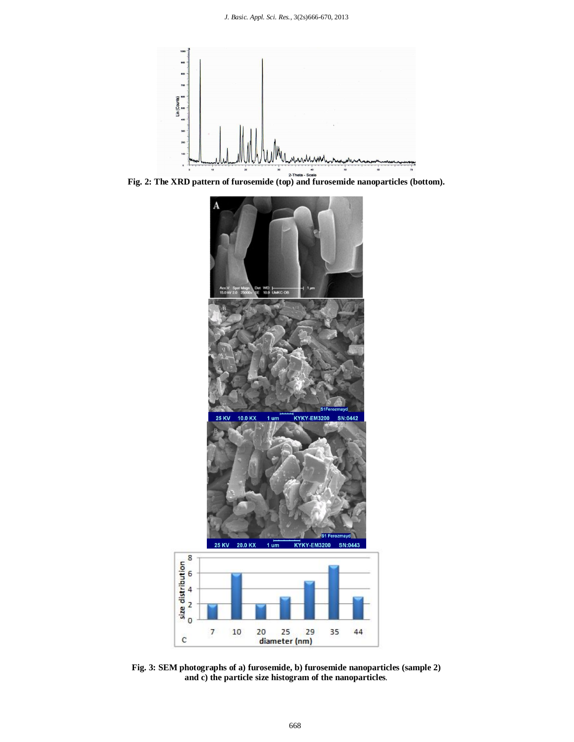Fig. 2: The XRD pattern of furosemide (top) and furosemide nanoparticles (bottom).

Fig. 3: SEM photographs of a) furosemide, b) furosemide nanoparticles (sample 2) and c) the particle size histogram of the nanoparticles.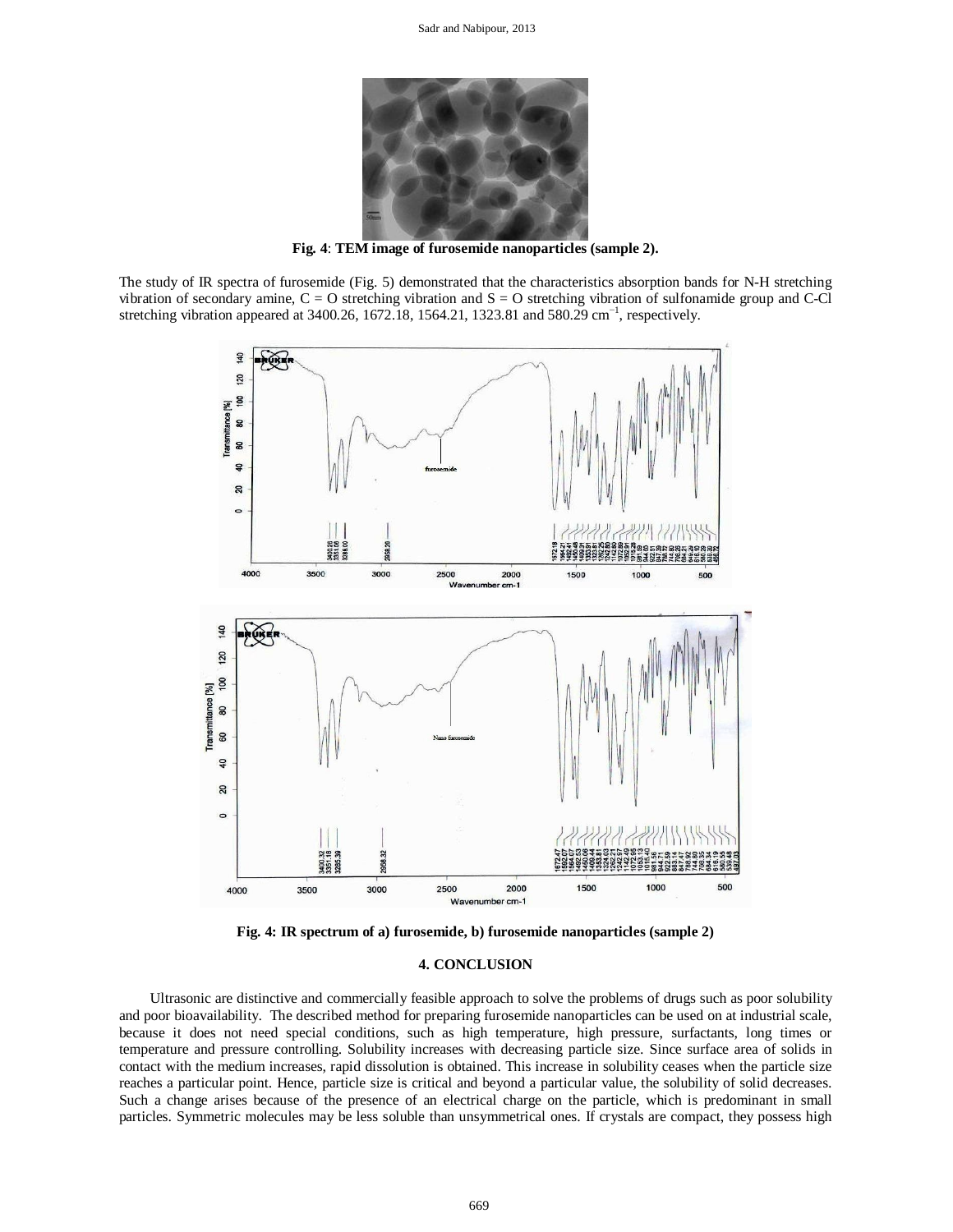**Fig. 4**: **TEM image of furosemide nanoparticles (sample 2).**

The study of IR spectra of furosemide (Fig. 5) demonstrated that the characteristics absorption bands for N-H stretching vibration of secondary amine, C = O stretching vibration and S = O stretching vibration of sulfonamide group and C-Cl stretching vibration appeared at 3400.26, 1672.18, 1564.21, 1323.81 and 580.29 $cm^{-1}$, respectively.

**Fig. 4: IR spectrum of a) furosemide, b) furosemide nanoparticles (sample 2)**

### 4. CONCLUSION

Ultrasonic are distinctive and commercially feasible approach to solve the problems of drugs such as poor solubility and poor bioavailability. The described method for preparing furosemide nanoparticles can be used on at industrial scale, because it does not need special conditions, such as high temperature, high pressure, surfactants, long times or temperature and pressure controlling. Solubility increases with decreasing particle size. Since surface area of solids in contact with the medium increases, rapid dissolution is obtained. This increase in solubility ceases when the particle size reaches a particular point. Hence, particle size is critical and beyond a particular value, the solubility of solid decreases. Such a change arises because of the presence of an electrical charge on the particle, which is predominant in small particles. Symmetric molecules may be less soluble than unsymmetrical ones. If crystals are compact, they possess high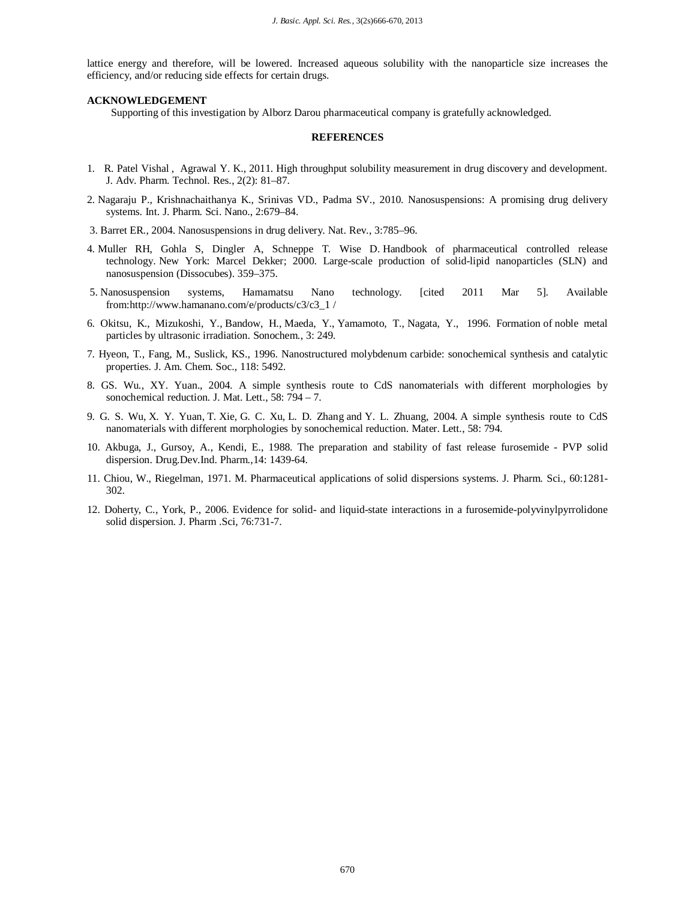lattice energy and therefore, will be lowered. Increased aqueous solubility with the nanoparticle size increases the efficiency, and/or reducing side effects for certain drugs.

**ACKNOWLEDGEMENT**

Supporting of this investigation by Alborz Darou pharmaceutical company is gratefully acknowledged.

## REFERENCES

1. R. Patel Vishal , Agrawal Y. K., 2011. High throughput solubility measurement in drug discovery and development. J. Adv. Pharm. Technol. Res., 2(2): 81–87.
2. Nagaraju P., Krishnachaithanya K., Srinivas VD., Padma SV., 2010. Nanosuspensions: A promising drug delivery systems. Int. J. Pharm. Sci. Nano., 2:679–84.
3. Barret ER., 2004. Nanosuspensions in drug delivery. Nat. Rev., 3:785–96.
4. Muller RH, Gohla S, Dingler A, Schneppe T. Wise D. Handbook of pharmaceutical controlled release technology. New York: Marcel Dekker; 2000. Large-scale production of solid-lipid nanoparticles (SLN) and nanosuspension (Dissocubes). 359–375.
5. Nanosuspension systems, Hamamatsu Nano technology. [cited 2011 Mar 5]. Available from:http://www.hamanano.com/e/products/c3/c3_1 /
6. Okitsu, K., Mizukoshi, Y., Bandow, H., Maeda, Y., Yamamoto, T., Nagata, Y., 1996. Formation of noble metal particles by ultrasonic irradiation. Sonochem., 3: 249.
7. Hyeon, T., Fang, M., Suslick, KS., 1996. Nanostructured molybdenum carbide: sonochemical synthesis and catalytic properties. J. Am. Chem. Soc., 118: 5492.
8. GS. Wu., XY. Yuan., 2004. A simple synthesis route to CdS nanomaterials with different morphologies by sonochemical reduction. J. Mat. Lett., 58: 794 – 7.
9. G. S. Wu, X. Y. Yuan, T. Xie, G. C. Xu, L. D. Zhang and Y. L. Zhuang, 2004. A simple synthesis route to CdS nanomaterials with different morphologies by sonochemical reduction. Mater. Lett., 58: 794.
10. Akbuga, J., Gursoy, A., Kendi, E., 1988. The preparation and stability of fast release furosemide - PVP solid dispersion. Drug.Dev.Ind. Pharm.,14: 1439-64.
11. Chiou, W., Riegelman, 1971. M. Pharmaceutical applications of solid dispersions systems. J. Pharm. Sci., 60:1281-302.
12. Doherty, C., York, P., 2006. Evidence for solid- and liquid-state interactions in a furosemide-polyvinylpyrrolidone solid dispersion. J. Pharm .Sci, 76:731-7.